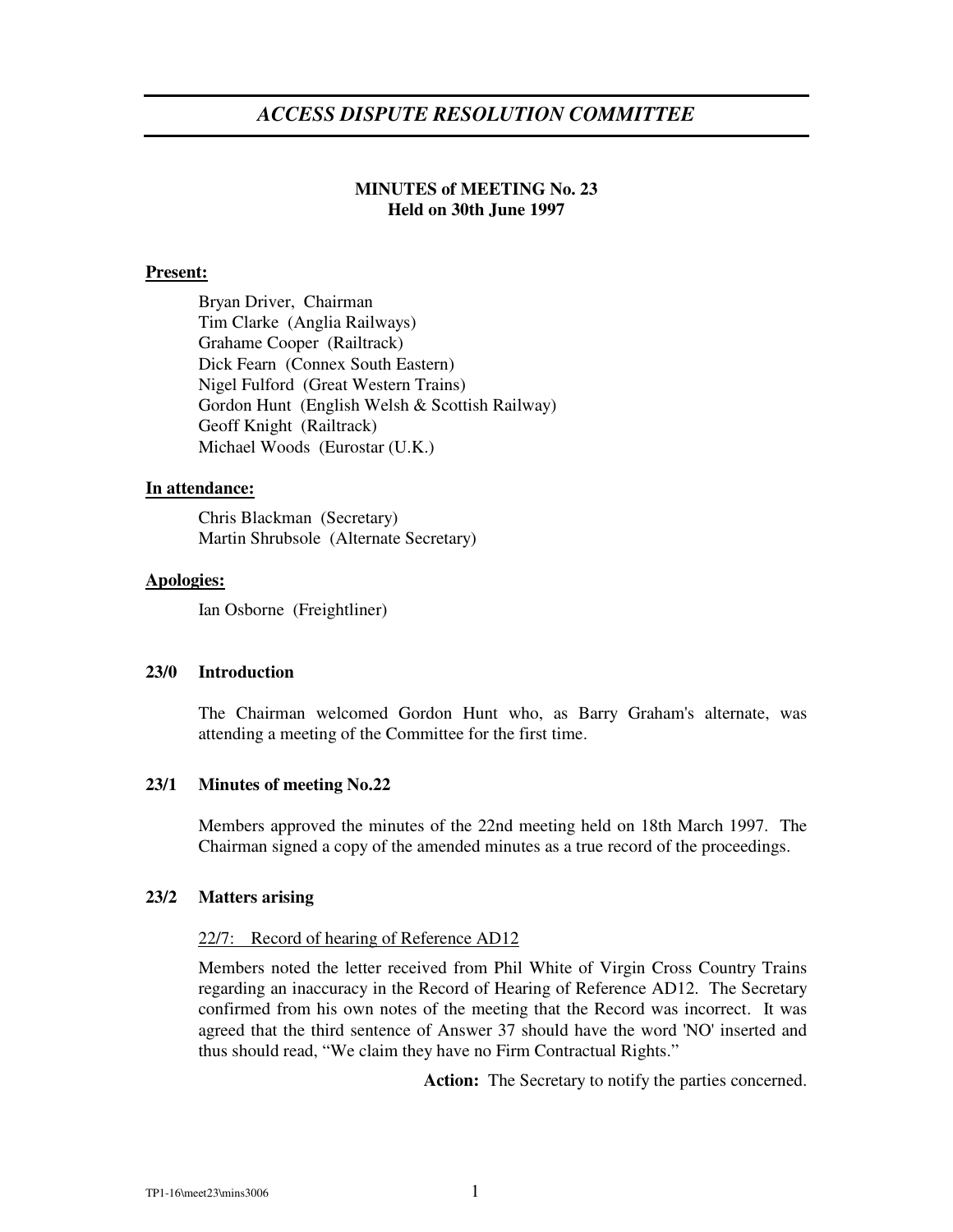# *ACCESS DISPUTE RESOLUTION COMMITTEE*

**MINUTES of MEETING No. 23**
**Held on 30th June 1997**

**Present:**

Bryan Driver, Chairman
Tim Clarke (Anglia Railways)
Grahame Cooper (Railtrack)
Dick Fearn (Connex South Eastern)
Nigel Fulford (Great Western Trains)
Gordon Hunt (English Welsh & Scottish Railway)
Geoff Knight (Railtrack)
Michael Woods (Eurostar (U.K.)

**In attendance:**

Chris Blackman (Secretary)
Martin Shrubsole (Alternate Secretary)

**Apologies:**

Ian Osborne (Freightliner)

## 23/0 Introduction

The Chairman welcomed Gordon Hunt who, as Barry Graham's alternate, was attending a meeting of the Committee for the first time.

## 23/1 Minutes of meeting No.22

Members approved the minutes of the 22nd meeting held on 18th March 1997. The Chairman signed a copy of the amended minutes as a true record of the proceedings.

## 23/2 Matters arising

<u>22/7: Record of hearing of Reference AD12</u>

Members noted the letter received from Phil White of Virgin Cross Country Trains regarding an inaccuracy in the Record of Hearing of Reference AD12. The Secretary confirmed from his own notes of the meeting that the Record was incorrect. It was agreed that the third sentence of Answer 37 should have the word 'NO' inserted and thus should read, "We claim they have no Firm Contractual Rights."

**Action:** The Secretary to notify the parties concerned.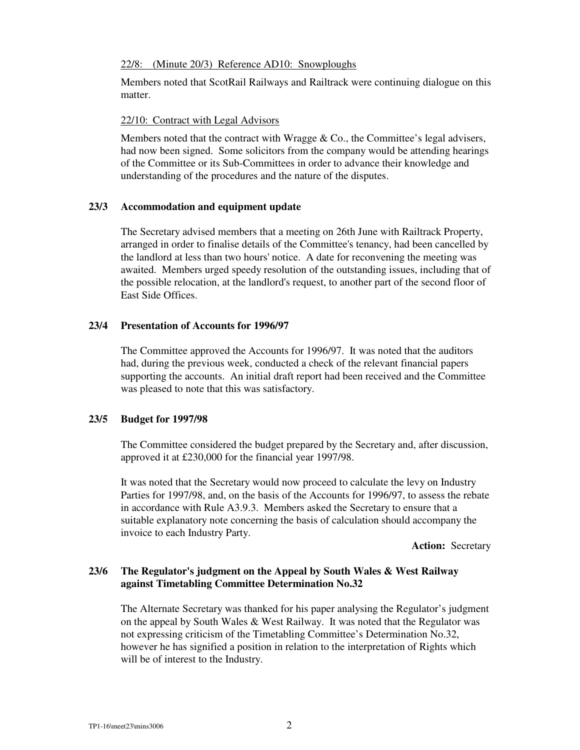22/8: (Minute 20/3) Reference AD10: Snowploughs

Members noted that ScotRail Railways and Railtrack were continuing dialogue on this matter.

22/10: Contract with Legal Advisors

Members noted that the contract with Wragge & Co., the Committee's legal advisers, had now been signed. Some solicitors from the company would be attending hearings of the Committee or its Sub-Committees in order to advance their knowledge and understanding of the procedures and the nature of the disputes.

**23/3 Accommodation and equipment update**

The Secretary advised members that a meeting on 26th June with Railtrack Property, arranged in order to finalise details of the Committee's tenancy, had been cancelled by the landlord at less than two hours' notice. A date for reconvening the meeting was awaited. Members urged speedy resolution of the outstanding issues, including that of the possible relocation, at the landlord's request, to another part of the second floor of East Side Offices.

**23/4 Presentation of Accounts for 1996/97**

The Committee approved the Accounts for 1996/97. It was noted that the auditors had, during the previous week, conducted a check of the relevant financial papers supporting the accounts. An initial draft report had been received and the Committee was pleased to note that this was satisfactory.

**23/5 Budget for 1997/98**

The Committee considered the budget prepared by the Secretary and, after discussion, approved it at £230,000 for the financial year 1997/98.

It was noted that the Secretary would now proceed to calculate the levy on Industry Parties for 1997/98, and, on the basis of the Accounts for 1996/97, to assess the rebate in accordance with Rule A3.9.3. Members asked the Secretary to ensure that a suitable explanatory note concerning the basis of calculation should accompany the invoice to each Industry Party.

**Action:** Secretary

**23/6 The Regulator's judgment on the Appeal by South Wales & West Railway against Timetabling Committee Determination No.32**

The Alternate Secretary was thanked for his paper analysing the Regulator's judgment on the appeal by South Wales & West Railway. It was noted that the Regulator was not expressing criticism of the Timetabling Committee's Determination No.32, however he has signified a position in relation to the interpretation of Rights which will be of interest to the Industry.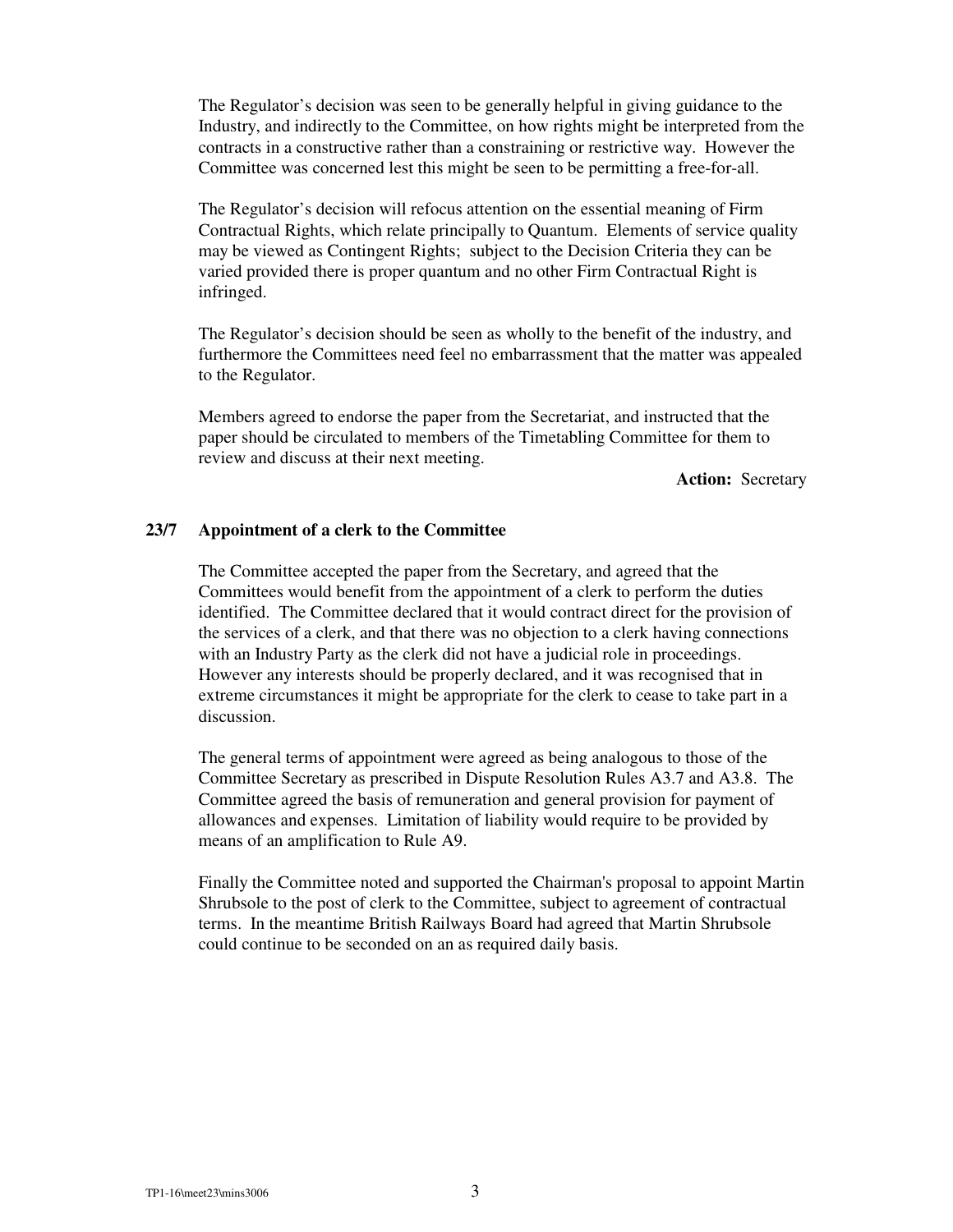The Regulator's decision was seen to be generally helpful in giving guidance to the Industry, and indirectly to the Committee, on how rights might be interpreted from the contracts in a constructive rather than a constraining or restrictive way. However the Committee was concerned lest this might be seen to be permitting a free-for-all.

The Regulator's decision will refocus attention on the essential meaning of Firm Contractual Rights, which relate principally to Quantum. Elements of service quality may be viewed as Contingent Rights; subject to the Decision Criteria they can be varied provided there is proper quantum and no other Firm Contractual Right is infringed.

The Regulator's decision should be seen as wholly to the benefit of the industry, and furthermore the Committees need feel no embarrassment that the matter was appealed to the Regulator.

Members agreed to endorse the paper from the Secretariat, and instructed that the paper should be circulated to members of the Timetabling Committee for them to review and discuss at their next meeting.

**Action:** Secretary

### 23/7 Appointment of a clerk to the Committee

The Committee accepted the paper from the Secretary, and agreed that the Committees would benefit from the appointment of a clerk to perform the duties identified. The Committee declared that it would contract direct for the provision of the services of a clerk, and that there was no objection to a clerk having connections with an Industry Party as the clerk did not have a judicial role in proceedings. However any interests should be properly declared, and it was recognised that in extreme circumstances it might be appropriate for the clerk to cease to take part in a discussion.

The general terms of appointment were agreed as being analogous to those of the Committee Secretary as prescribed in Dispute Resolution Rules A3.7 and A3.8. The Committee agreed the basis of remuneration and general provision for payment of allowances and expenses. Limitation of liability would require to be provided by means of an amplification to Rule A9.

Finally the Committee noted and supported the Chairman's proposal to appoint Martin Shrubsole to the post of clerk to the Committee, subject to agreement of contractual terms. In the meantime British Railways Board had agreed that Martin Shrubsole could continue to be seconded on an as required daily basis.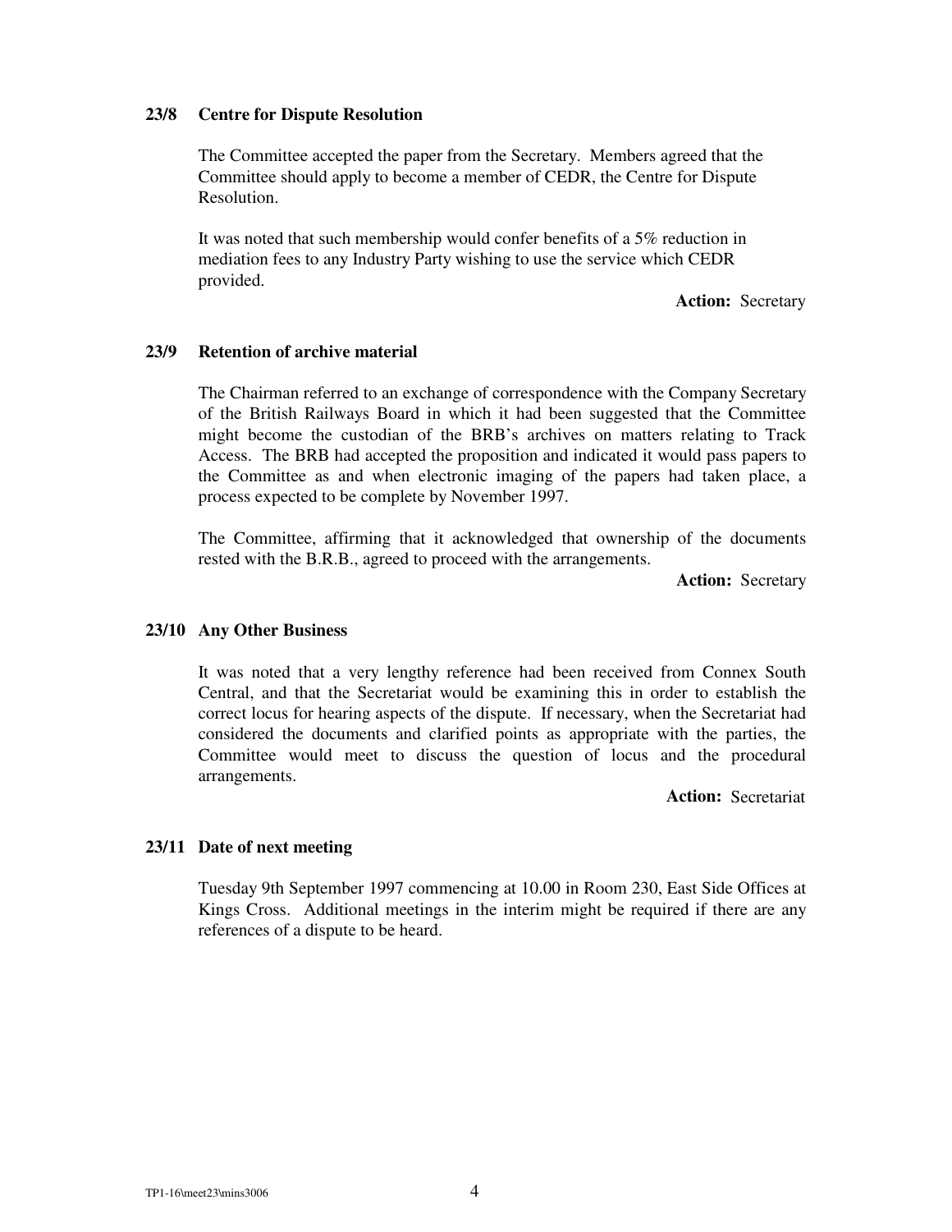**23/8 Centre for Dispute Resolution**

The Committee accepted the paper from the Secretary. Members agreed that the Committee should apply to become a member of CEDR, the Centre for Dispute Resolution.

It was noted that such membership would confer benefits of a 5% reduction in mediation fees to any Industry Party wishing to use the service which CEDR provided.

**Action:** Secretary

**23/9 Retention of archive material**

The Chairman referred to an exchange of correspondence with the Company Secretary of the British Railways Board in which it had been suggested that the Committee might become the custodian of the BRB's archives on matters relating to Track Access. The BRB had accepted the proposition and indicated it would pass papers to the Committee as and when electronic imaging of the papers had taken place, a process expected to be complete by November 1997.

The Committee, affirming that it acknowledged that ownership of the documents rested with the B.R.B., agreed to proceed with the arrangements.

**Action:** Secretary

**23/10 Any Other Business**

It was noted that a very lengthy reference had been received from Connex South Central, and that the Secretariat would be examining this in order to establish the correct locus for hearing aspects of the dispute. If necessary, when the Secretariat had considered the documents and clarified points as appropriate with the parties, the Committee would meet to discuss the question of locus and the procedural arrangements.

**Action:** Secretariat

**23/11 Date of next meeting**

Tuesday 9th September 1997 commencing at 10.00 in Room 230, East Side Offices at Kings Cross. Additional meetings in the interim might be required if there are any references of a dispute to be heard.

TP1-16\meet23\mins3006